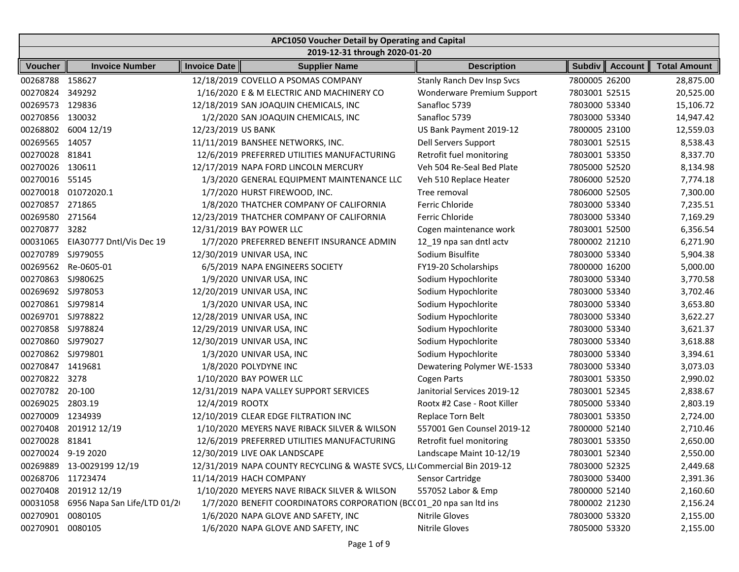| APC1050 Voucher Detail by Operating and Capital | | | | | | | |
|---|---|---|---|---|---|---|---|
| 2019-12-31 through 2020-01-20 | | | | | | | |
| Voucher | Invoice Number | Invoice Date | Supplier Name | Description | Subdiv | Account | Total Amount |
| 00268788 | 158627 | 12/18/2019 | COVELLO A PSOMAS COMPANY | Stanly Ranch Dev Insp Svcs | 7800005 | 26200 | 28,875.00 |
| 00270824 | 349292 | 1/16/2020 | E & M ELECTRIC AND MACHINERY CO | Wonderware Premium Support | 7803001 | 52515 | 20,525.00 |
| 00269573 | 129836 | 12/18/2019 | SAN JOAQUIN CHEMICALS, INC | Sanafloc 5739 | 7803000 | 53340 | 15,106.72 |
| 00270856 | 130032 | 1/2/2020 | SAN JOAQUIN CHEMICALS, INC | Sanafloc 5739 | 7803000 | 53340 | 14,947.42 |
| 00268802 | 6004 12/19 | 12/23/2019 | US BANK | US Bank Payment 2019-12 | 7800005 | 23100 | 12,559.03 |
| 00269565 | 14057 | 11/11/2019 | BANSHEE NETWORKS, INC. | Dell Servers Support | 7803001 | 52515 | 8,538.43 |
| 00270028 | 81841 | 12/6/2019 | PREFERRED UTILITIES MANUFACTURING | Retrofit fuel monitoring | 7803001 | 53350 | 8,337.70 |
| 00270026 | 130611 | 12/17/2019 | NAPA FORD LINCOLN MERCURY | Veh 504 Re-Seal Bed Plate | 7805000 | 52520 | 8,134.98 |
| 00270016 | 55145 | 1/3/2020 | GENERAL EQUIPMENT MAINTENANCE LLC | Veh 510 Replace Heater | 7806000 | 52520 | 7,774.18 |
| 00270018 | 01072020.1 | 1/7/2020 | HURST FIREWOOD, INC. | Tree removal | 7806000 | 52505 | 7,300.00 |
| 00270857 | 271865 | 1/8/2020 | THATCHER COMPANY OF CALIFORNIA | Ferric Chloride | 7803000 | 53340 | 7,235.51 |
| 00269580 | 271564 | 12/23/2019 | THATCHER COMPANY OF CALIFORNIA | Ferric Chloride | 7803000 | 53340 | 7,169.29 |
| 00270877 | 3282 | 12/31/2019 | BAY POWER LLC | Cogen maintenance work | 7803001 | 52500 | 6,356.54 |
| 00031065 | EIA30777 Dntl/Vis Dec 19 | 1/7/2020 | PREFERRED BENEFIT INSURANCE ADMIN | 12_19 npa san dntl actv | 7800002 | 21210 | 6,271.90 |
| 00270789 | SJ979055 | 12/30/2019 | UNIVAR USA, INC | Sodium Bisulfite | 7803000 | 53340 | 5,904.38 |
| 00269562 | Re-0605-01 | 6/5/2019 | NAPA ENGINEERS SOCIETY | FY19-20 Scholarships | 7800000 | 16200 | 5,000.00 |
| 00270863 | SJ980625 | 1/9/2020 | UNIVAR USA, INC | Sodium Hypochlorite | 7803000 | 53340 | 3,770.58 |
| 00269692 | SJ978053 | 12/20/2019 | UNIVAR USA, INC | Sodium Hypochlorite | 7803000 | 53340 | 3,702.46 |
| 00270861 | SJ979814 | 1/3/2020 | UNIVAR USA, INC | Sodium Hypochlorite | 7803000 | 53340 | 3,653.80 |
| 00269701 | SJ978822 | 12/28/2019 | UNIVAR USA, INC | Sodium Hypochlorite | 7803000 | 53340 | 3,622.27 |
| 00270858 | SJ978824 | 12/29/2019 | UNIVAR USA, INC | Sodium Hypochlorite | 7803000 | 53340 | 3,621.37 |
| 00270860 | SJ979027 | 12/30/2019 | UNIVAR USA, INC | Sodium Hypochlorite | 7803000 | 53340 | 3,618.88 |
| 00270862 | SJ979801 | 1/3/2020 | UNIVAR USA, INC | Sodium Hypochlorite | 7803000 | 53340 | 3,394.61 |
| 00270847 | 1419681 | 1/8/2020 | POLYDYNE INC | Dewatering Polymer WE-1533 | 7803000 | 53340 | 3,073.03 |
| 00270822 | 3278 | 1/10/2020 | BAY POWER LLC | Cogen Parts | 7803001 | 53350 | 2,990.02 |
| 00270782 | 20-100 | 12/31/2019 | NAPA VALLEY SUPPORT SERVICES | Janitorial Services 2019-12 | 7803001 | 52345 | 2,838.67 |
| 00269025 | 2803.19 | 12/4/2019 | ROOTX | Rootx #2 Case - Root Killer | 7805000 | 53340 | 2,803.19 |
| 00270009 | 1234939 | 12/10/2019 | CLEAR EDGE FILTRATION INC | Replace Torn Belt | 7803001 | 53350 | 2,724.00 |
| 00270408 | 201912 12/19 | 1/10/2020 | MEYERS NAVE RIBACK SILVER & WILSON | 557001 Gen Counsel 2019-12 | 7800000 | 52140 | 2,710.46 |
| 00270028 | 81841 | 12/6/2019 | PREFERRED UTILITIES MANUFACTURING | Retrofit fuel monitoring | 7803001 | 53350 | 2,650.00 |
| 00270024 | 9-19 2020 | 12/30/2019 | LIVE OAK LANDSCAPE | Landscape Maint 10-12/19 | 7803001 | 52340 | 2,550.00 |
| 00269889 | 13-0029199 12/19 | 12/31/2019 | NAPA COUNTY RECYCLING & WASTE SVCS, LL( | Commercial Bin 2019-12 | 7803000 | 52325 | 2,449.68 |
| 00268706 | 11723474 | 11/14/2019 | HACH COMPANY | Sensor Cartridge | 7803000 | 53400 | 2,391.36 |
| 00270408 | 201912 12/19 | 1/10/2020 | MEYERS NAVE RIBACK SILVER & WILSON | 557052 Labor & Emp | 7800000 | 52140 | 2,160.60 |
| 00031058 | 6956 Napa San Life/LTD 01/2( | 1/7/2020 | BENEFIT COORDINATORS CORPORATION (BC( | 01_20 npa san ltd ins | 7800002 | 21230 | 2,156.24 |
| 00270901 | 0080105 | 1/6/2020 | NAPA GLOVE AND SAFETY, INC | Nitrile Gloves | 7803000 | 53320 | 2,155.00 |
| 00270901 | 0080105 | 1/6/2020 | NAPA GLOVE AND SAFETY, INC | Nitrile Gloves | 7805000 | 53320 | 2,155.00 |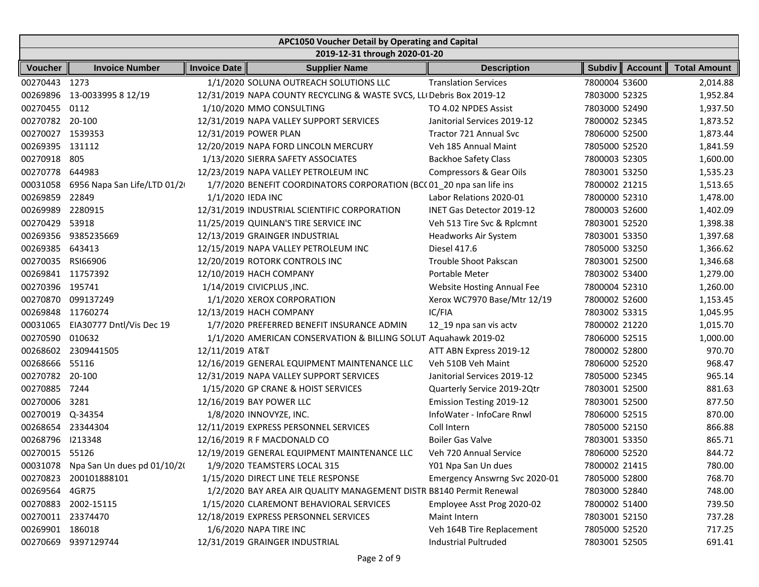## APC1050 Voucher Detail by Operating and Capital

### 2019-12-31 through 2020-01-20

| Voucher | Invoice Number | Invoice Date | Supplier Name | Description | Subdiv | Account | Total Amount |
|---|---|---|---|---|---|---|---|
| 00270443 | 1273 | 1/1/2020 | SOLUNA OUTREACH SOLUTIONS LLC | Translation Services | 7800004 | 53600 | 2,014.88 |
| 00269896 | 13-0033995 8 12/19 | 12/31/2019 | NAPA COUNTY RECYCLING & WASTE SVCS, LL( | Debris Box 2019-12 | 7803000 | 52325 | 1,952.84 |
| 00270455 | 0112 | 1/10/2020 | MMO CONSULTING | TO 4.02 NPDES Assist | 7803000 | 52490 | 1,937.50 |
| 00270782 | 20-100 | 12/31/2019 | NAPA VALLEY SUPPORT SERVICES | Janitorial Services 2019-12 | 7800002 | 52345 | 1,873.52 |
| 00270027 | 1539353 | 12/31/2019 | POWER PLAN | Tractor 721 Annual Svc | 7806000 | 52500 | 1,873.44 |
| 00269395 | 131112 | 12/20/2019 | NAPA FORD LINCOLN MERCURY | Veh 185 Annual Maint | 7805000 | 52520 | 1,841.59 |
| 00270918 | 805 | 1/13/2020 | SIERRA SAFETY ASSOCIATES | Backhoe Safety Class | 7800003 | 52305 | 1,600.00 |
| 00270778 | 644983 | 12/23/2019 | NAPA VALLEY PETROLEUM INC | Compressors & Gear Oils | 7803001 | 53250 | 1,535.23 |
| 00031058 | 6956 Napa San Life/LTD 01/2( | 1/7/2020 | BENEFIT COORDINATORS CORPORATION (BC( | 01_20 npa san life ins | 7800002 | 21215 | 1,513.65 |
| 00269859 | 22849 | 1/1/2020 | IEDA INC | Labor Relations 2020-01 | 7800000 | 52310 | 1,478.00 |
| 00269989 | 2280915 | 12/31/2019 | INDUSTRIAL SCIENTIFIC CORPORATION | INET Gas Detector 2019-12 | 7800003 | 52600 | 1,402.09 |
| 00270429 | 53918 | 11/25/2019 | QUINLAN'S TIRE SERVICE INC | Veh 513 Tire Svc & Rplcmnt | 7803001 | 52520 | 1,398.38 |
| 00269356 | 9385235669 | 12/13/2019 | GRAINGER INDUSTRIAL | Headworks Air System | 7803001 | 53350 | 1,397.68 |
| 00269385 | 643413 | 12/15/2019 | NAPA VALLEY PETROLEUM INC | Diesel 417.6 | 7805000 | 53250 | 1,366.62 |
| 00270035 | RSI66906 | 12/20/2019 | ROTORK CONTROLS INC | Trouble Shoot Pakscan | 7803001 | 52500 | 1,346.68 |
| 00269841 | 11757392 | 12/10/2019 | HACH COMPANY | Portable Meter | 7803002 | 53400 | 1,279.00 |
| 00270396 | 195741 | 1/14/2019 | CIVICPLUS ,INC. | Website Hosting Annual Fee | 7800004 | 52310 | 1,260.00 |
| 00270870 | 099137249 | 1/1/2020 | XEROX CORPORATION | Xerox WC7970 Base/Mtr 12/19 | 7800002 | 52600 | 1,153.45 |
| 00269848 | 11760274 | 12/13/2019 | HACH COMPANY | IC/FIA | 7803002 | 53315 | 1,045.95 |
| 00031065 | EIA30777 Dntl/Vis Dec 19 | 1/7/2020 | PREFERRED BENEFIT INSURANCE ADMIN | 12_19 npa san vis actv | 7800002 | 21220 | 1,015.70 |
| 00270590 | 010632 | 1/1/2020 | AMERICAN CONSERVATION & BILLING SOLUT | Aquahawk 2019-02 | 7806000 | 52515 | 1,000.00 |
| 00268602 | 2309441505 | 12/11/2019 | AT&T | ATT ABN Express 2019-12 | 7800002 | 52800 | 970.70 |
| 00268666 | 55116 | 12/16/2019 | GENERAL EQUIPMENT MAINTENANCE LLC | Veh 510B Veh Maint | 7806000 | 52520 | 968.47 |
| 00270782 | 20-100 | 12/31/2019 | NAPA VALLEY SUPPORT SERVICES | Janitorial Services 2019-12 | 7805000 | 52345 | 965.14 |
| 00270885 | 7244 | 1/15/2020 | GP CRANE & HOIST SERVICES | Quarterly Service 2019-2Qtr | 7803001 | 52500 | 881.63 |
| 00270006 | 3281 | 12/16/2019 | BAY POWER LLC | Emission Testing 2019-12 | 7803001 | 52500 | 877.50 |
| 00270019 | Q-34354 | 1/8/2020 | INNOVYZE, INC. | InfoWater - InfoCare Rnwl | 7806000 | 52515 | 870.00 |
| 00268654 | 23344304 | 12/11/2019 | EXPRESS PERSONNEL SERVICES | Coll Intern | 7805000 | 52150 | 866.88 |
| 00268796 | I213348 | 12/16/2019 | R F MACDONALD CO | Boiler Gas Valve | 7803001 | 53350 | 865.71 |
| 00270015 | 55126 | 12/19/2019 | GENERAL EQUIPMENT MAINTENANCE LLC | Veh 720 Annual Service | 7806000 | 52520 | 844.72 |
| 00031078 | Npa San Un dues pd 01/10/2( | 1/9/2020 | TEAMSTERS LOCAL 315 | Y01 Npa San Un dues | 7800002 | 21415 | 780.00 |
| 00270823 | 200101888101 | 1/15/2020 | DIRECT LINE TELE RESPONSE | Emergency Answrng Svc 2020-01 | 7805000 | 52800 | 768.70 |
| 00269564 | 4GR75 | 1/2/2020 | BAY AREA AIR QUALITY MANAGEMENT DISTR | B8140 Permit Renewal | 7803000 | 52840 | 748.00 |
| 00270883 | 2002-15115 | 1/15/2020 | CLAREMONT BEHAVIORAL SERVICES | Employee Asst Prog 2020-02 | 7800002 | 51400 | 739.50 |
| 00270011 | 23374470 | 12/18/2019 | EXPRESS PERSONNEL SERVICES | Maint Intern | 7803001 | 52150 | 737.28 |
| 00269901 | 186018 | 1/6/2020 | NAPA TIRE INC | Veh 164B Tire Replacement | 7805000 | 52520 | 717.25 |
| 00270669 | 9397129744 | 12/31/2019 | GRAINGER INDUSTRIAL | Industrial Pultruded | 7803001 | 52505 | 691.41 |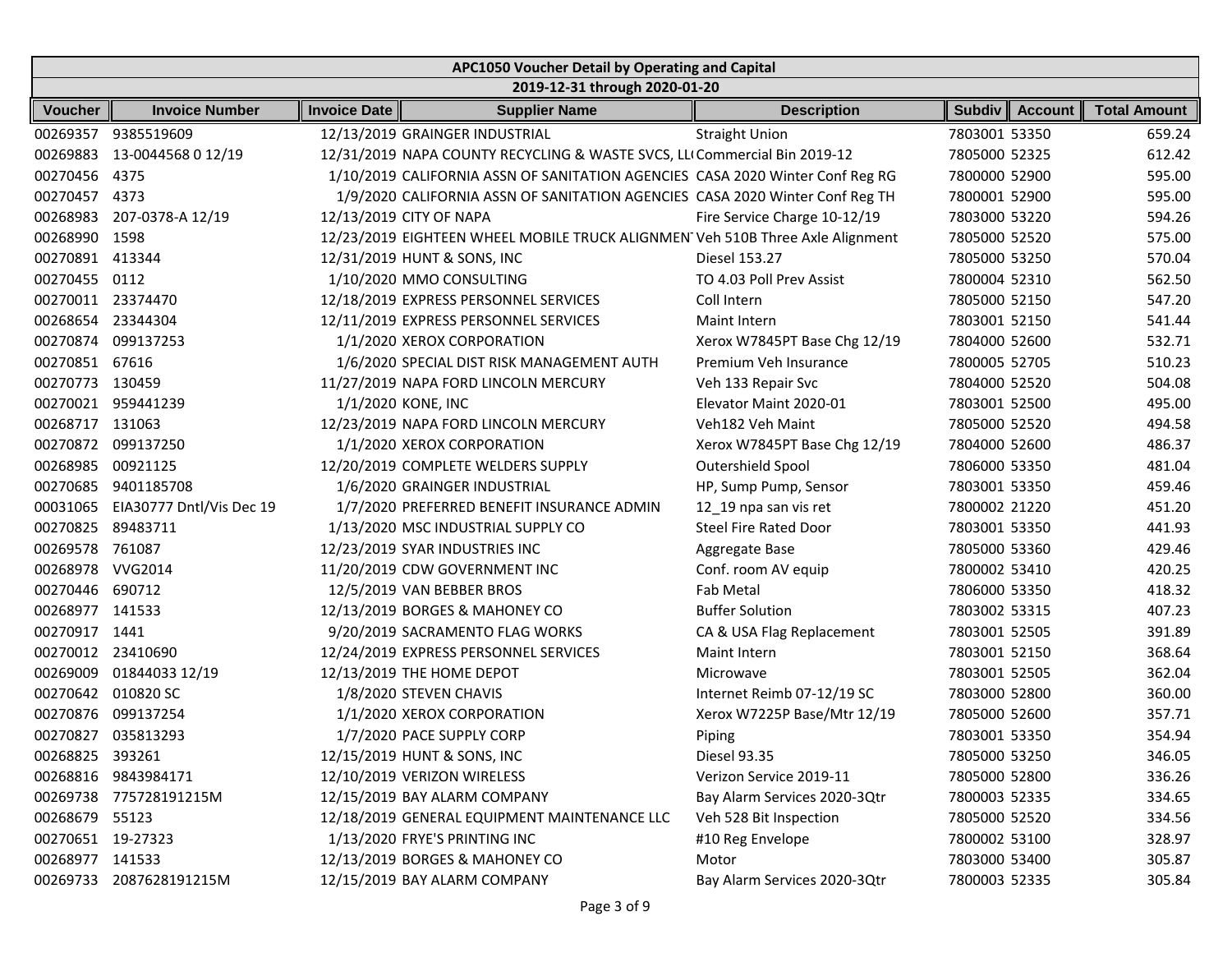| APC1050 Voucher Detail by Operating and Capital | | | | | | | |
|---|---|---|---|---|---|---|---|
| 2019-12-31 through 2020-01-20 | | | | | | | |
| Voucher | Invoice Number | Invoice Date | Supplier Name | Description | Subdiv | Account | Total Amount |
| 00269357 | 9385519609 | 12/13/2019 | GRAINGER INDUSTRIAL | Straight Union | 7803001 | 53350 | 659.24 |
| 00269883 | 13-0044568 0 12/19 | 12/31/2019 | NAPA COUNTY RECYCLING & WASTE SVCS, LL( | Commercial Bin 2019-12 | 7805000 | 52325 | 612.42 |
| 00270456 | 4375 | 1/10/2019 | CALIFORNIA ASSN OF SANITATION AGENCIES | CASA 2020 Winter Conf Reg RG | 7800000 | 52900 | 595.00 |
| 00270457 | 4373 | 1/9/2020 | CALIFORNIA ASSN OF SANITATION AGENCIES | CASA 2020 Winter Conf Reg TH | 7800001 | 52900 | 595.00 |
| 00268983 | 207-0378-A 12/19 | 12/13/2019 | CITY OF NAPA | Fire Service Charge 10-12/19 | 7803000 | 53220 | 594.26 |
| 00268990 | 1598 | 12/23/2019 | EIGHTEEN WHEEL MOBILE TRUCK ALIGNMEN | Veh 510B Three Axle Alignment | 7805000 | 52520 | 575.00 |
| 00270891 | 413344 | 12/31/2019 | HUNT & SONS, INC | Diesel 153.27 | 7805000 | 53250 | 570.04 |
| 00270455 | 0112 | 1/10/2020 | MMO CONSULTING | TO 4.03 Poll Prev Assist | 7800004 | 52310 | 562.50 |
| 00270011 | 23374470 | 12/18/2019 | EXPRESS PERSONNEL SERVICES | Coll Intern | 7805000 | 52150 | 547.20 |
| 00268654 | 23344304 | 12/11/2019 | EXPRESS PERSONNEL SERVICES | Maint Intern | 7803001 | 52150 | 541.44 |
| 00270874 | 099137253 | 1/1/2020 | XEROX CORPORATION | Xerox W7845PT Base Chg 12/19 | 7804000 | 52600 | 532.71 |
| 00270851 | 67616 | 1/6/2020 | SPECIAL DIST RISK MANAGEMENT AUTH | Premium Veh Insurance | 7800005 | 52705 | 510.23 |
| 00270773 | 130459 | 11/27/2019 | NAPA FORD LINCOLN MERCURY | Veh 133 Repair Svc | 7804000 | 52520 | 504.08 |
| 00270021 | 959441239 | 1/1/2020 | KONE, INC | Elevator Maint 2020-01 | 7803001 | 52500 | 495.00 |
| 00268717 | 131063 | 12/23/2019 | NAPA FORD LINCOLN MERCURY | Veh182 Veh Maint | 7805000 | 52520 | 494.58 |
| 00270872 | 099137250 | 1/1/2020 | XEROX CORPORATION | Xerox W7845PT Base Chg 12/19 | 7804000 | 52600 | 486.37 |
| 00268985 | 00921125 | 12/20/2019 | COMPLETE WELDERS SUPPLY | Outershield Spool | 7806000 | 53350 | 481.04 |
| 00270685 | 9401185708 | 1/6/2020 | GRAINGER INDUSTRIAL | HP, Sump Pump, Sensor | 7803001 | 53350 | 459.46 |
| 00031065 | EIA30777 Dntl/Vis Dec 19 | 1/7/2020 | PREFERRED BENEFIT INSURANCE ADMIN | 12_19 npa san vis ret | 7800002 | 21220 | 451.20 |
| 00270825 | 89483711 | 1/13/2020 | MSC INDUSTRIAL SUPPLY CO | Steel Fire Rated Door | 7803001 | 53350 | 441.93 |
| 00269578 | 761087 | 12/23/2019 | SYAR INDUSTRIES INC | Aggregate Base | 7805000 | 53360 | 429.46 |
| 00268978 | VVG2014 | 11/20/2019 | CDW GOVERNMENT INC | Conf. room AV equip | 7800002 | 53410 | 420.25 |
| 00270446 | 690712 | 12/5/2019 | VAN BEBBER BROS | Fab Metal | 7806000 | 53350 | 418.32 |
| 00268977 | 141533 | 12/13/2019 | BORGES & MAHONEY CO | Buffer Solution | 7803002 | 53315 | 407.23 |
| 00270917 | 1441 | 9/20/2019 | SACRAMENTO FLAG WORKS | CA & USA Flag Replacement | 7803001 | 52505 | 391.89 |
| 00270012 | 23410690 | 12/24/2019 | EXPRESS PERSONNEL SERVICES | Maint Intern | 7803001 | 52150 | 368.64 |
| 00269009 | 01844033 12/19 | 12/13/2019 | THE HOME DEPOT | Microwave | 7803001 | 52505 | 362.04 |
| 00270642 | 010820 SC | 1/8/2020 | STEVEN CHAVIS | Internet Reimb 07-12/19 SC | 7803000 | 52800 | 360.00 |
| 00270876 | 099137254 | 1/1/2020 | XEROX CORPORATION | Xerox W7225P Base/Mtr 12/19 | 7805000 | 52600 | 357.71 |
| 00270827 | 035813293 | 1/7/2020 | PACE SUPPLY CORP | Piping | 7803001 | 53350 | 354.94 |
| 00268825 | 393261 | 12/15/2019 | HUNT & SONS, INC | Diesel 93.35 | 7805000 | 53250 | 346.05 |
| 00268816 | 9843984171 | 12/10/2019 | VERIZON WIRELESS | Verizon Service 2019-11 | 7805000 | 52800 | 336.26 |
| 00269738 | 775728191215M | 12/15/2019 | BAY ALARM COMPANY | Bay Alarm Services 2020-3Qtr | 7800003 | 52335 | 334.65 |
| 00268679 | 55123 | 12/18/2019 | GENERAL EQUIPMENT MAINTENANCE LLC | Veh 528 Bit Inspection | 7805000 | 52520 | 334.56 |
| 00270651 | 19-27323 | 1/13/2020 | FRYE'S PRINTING INC | #10 Reg Envelope | 7800002 | 53100 | 328.97 |
| 00268977 | 141533 | 12/13/2019 | BORGES & MAHONEY CO | Motor | 7803000 | 53400 | 305.87 |
| 00269733 | 2087628191215M | 12/15/2019 | BAY ALARM COMPANY | Bay Alarm Services 2020-3Qtr | 7800003 | 52335 | 305.84 |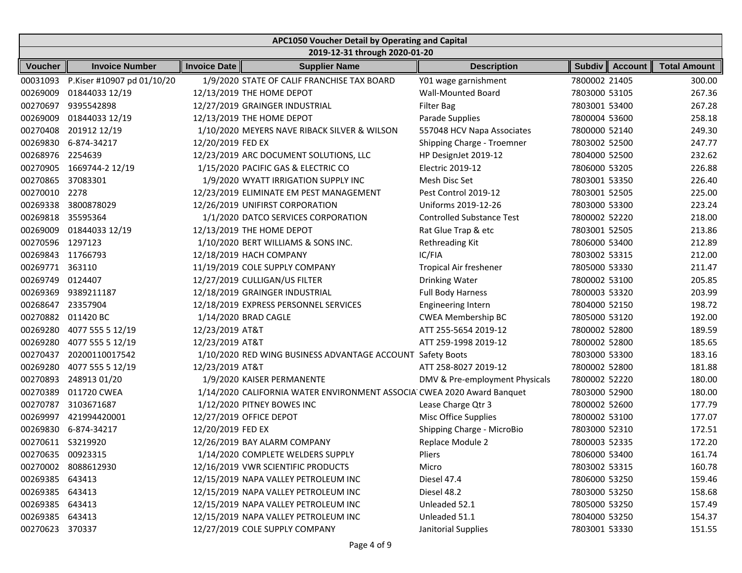| APC1050 Voucher Detail by Operating and Capital | | | | | | | |
|---|---|---|---|---|---|---|---|
| 2019-12-31 through 2020-01-20 | | | | | | | |
| **Voucher** | **Invoice Number** | **Invoice Date** | **Supplier Name** | **Description** | **Subdiv** | **Account** | **Total Amount** |
| 00031093 | P.Kiser #10907 pd 01/10/20 | 1/9/2020 | STATE OF CALIF FRANCHISE TAX BOARD | Y01 wage garnishment | 7800002 | 21405 | 300.00 |
| 00269009 | 01844033 12/19 | 12/13/2019 | THE HOME DEPOT | Wall-Mounted Board | 7803000 | 53105 | 267.36 |
| 00270697 | 9395542898 | 12/27/2019 | GRAINGER INDUSTRIAL | Filter Bag | 7803001 | 53400 | 267.28 |
| 00269009 | 01844033 12/19 | 12/13/2019 | THE HOME DEPOT | Parade Supplies | 7800004 | 53600 | 258.18 |
| 00270408 | 201912 12/19 | 1/10/2020 | MEYERS NAVE RIBACK SILVER & WILSON | 557048 HCV Napa Associates | 7800000 | 52140 | 249.30 |
| 00269830 | 6-874-34217 | 12/20/2019 | FED EX | Shipping Charge - Troemner | 7803002 | 52500 | 247.77 |
| 00268976 | 2254639 | 12/23/2019 | ARC DOCUMENT SOLUTIONS, LLC | HP DesignJet 2019-12 | 7804000 | 52500 | 232.62 |
| 00270905 | 1669744-2 12/19 | 1/15/2020 | PACIFIC GAS & ELECTRIC CO | Electric 2019-12 | 7806000 | 53205 | 226.88 |
| 00270865 | 37083301 | 1/9/2020 | WYATT IRRIGATION SUPPLY INC | Mesh Disc Set | 7803001 | 53350 | 226.40 |
| 00270010 | 2278 | 12/23/2019 | ELIMINATE EM PEST MANAGEMENT | Pest Control 2019-12 | 7803001 | 52505 | 225.00 |
| 00269338 | 3800878029 | 12/26/2019 | UNIFIRST CORPORATION | Uniforms 2019-12-26 | 7803000 | 53300 | 223.24 |
| 00269818 | 35595364 | 1/1/2020 | DATCO SERVICES CORPORATION | Controlled Substance Test | 7800002 | 52220 | 218.00 |
| 00269009 | 01844033 12/19 | 12/13/2019 | THE HOME DEPOT | Rat Glue Trap & etc | 7803001 | 52505 | 213.86 |
| 00270596 | 1297123 | 1/10/2020 | BERT WILLIAMS & SONS INC. | Rethreading Kit | 7806000 | 53400 | 212.89 |
| 00269843 | 11766793 | 12/18/2019 | HACH COMPANY | IC/FIA | 7803002 | 53315 | 212.00 |
| 00269771 | 363110 | 11/19/2019 | COLE SUPPLY COMPANY | Tropical Air freshener | 7805000 | 53330 | 211.47 |
| 00269749 | 0124407 | 12/27/2019 | CULLIGAN/US FILTER | Drinking Water | 7800002 | 53100 | 205.85 |
| 00269369 | 9389211187 | 12/18/2019 | GRAINGER INDUSTRIAL | Full Body Harness | 7800003 | 53320 | 203.99 |
| 00268647 | 23357904 | 12/18/2019 | EXPRESS PERSONNEL SERVICES | Engineering Intern | 7804000 | 52150 | 198.72 |
| 00270882 | 011420 BC | 1/14/2020 | BRAD CAGLE | CWEA Membership BC | 7805000 | 53120 | 192.00 |
| 00269280 | 4077 555 5 12/19 | 12/23/2019 | AT&T | ATT 255-5654 2019-12 | 7800002 | 52800 | 189.59 |
| 00269280 | 4077 555 5 12/19 | 12/23/2019 | AT&T | ATT 259-1998 2019-12 | 7800002 | 52800 | 185.65 |
| 00270437 | 20200110017542 | 1/10/2020 | RED WING BUSINESS ADVANTAGE ACCOUNT | Safety Boots | 7803000 | 53300 | 183.16 |
| 00269280 | 4077 555 5 12/19 | 12/23/2019 | AT&T | ATT 258-8027 2019-12 | 7800002 | 52800 | 181.88 |
| 00270893 | 248913 01/20 | 1/9/2020 | KAISER PERMANENTE | DMV & Pre-employment Physicals | 7800002 | 52220 | 180.00 |
| 00270389 | 011720 CWEA | 1/14/2020 | CALIFORNIA WATER ENVIRONMENT ASSOCIA | CWEA 2020 Award Banquet | 7803000 | 52900 | 180.00 |
| 00270787 | 3103671687 | 1/12/2020 | PITNEY BOWES INC | Lease Charge Qtr 3 | 7800002 | 52600 | 177.79 |
| 00269997 | 421994420001 | 12/27/2019 | OFFICE DEPOT | Misc Office Supplies | 7800002 | 53100 | 177.07 |
| 00269830 | 6-874-34217 | 12/20/2019 | FED EX | Shipping Charge - MicroBio | 7803000 | 52310 | 172.51 |
| 00270611 | S3219920 | 12/26/2019 | BAY ALARM COMPANY | Replace Module 2 | 7800003 | 52335 | 172.20 |
| 00270635 | 00923315 | 1/14/2020 | COMPLETE WELDERS SUPPLY | Pliers | 7806000 | 53400 | 161.74 |
| 00270002 | 8088612930 | 12/16/2019 | VWR SCIENTIFIC PRODUCTS | Micro | 7803002 | 53315 | 160.78 |
| 00269385 | 643413 | 12/15/2019 | NAPA VALLEY PETROLEUM INC | Diesel 47.4 | 7806000 | 53250 | 159.46 |
| 00269385 | 643413 | 12/15/2019 | NAPA VALLEY PETROLEUM INC | Diesel 48.2 | 7803000 | 53250 | 158.68 |
| 00269385 | 643413 | 12/15/2019 | NAPA VALLEY PETROLEUM INC | Unleaded 52.1 | 7805000 | 53250 | 157.49 |
| 00269385 | 643413 | 12/15/2019 | NAPA VALLEY PETROLEUM INC | Unleaded 51.1 | 7804000 | 53250 | 154.37 |
| 00270623 | 370337 | 12/27/2019 | COLE SUPPLY COMPANY | Janitorial Supplies | 7803001 | 53330 | 151.55 |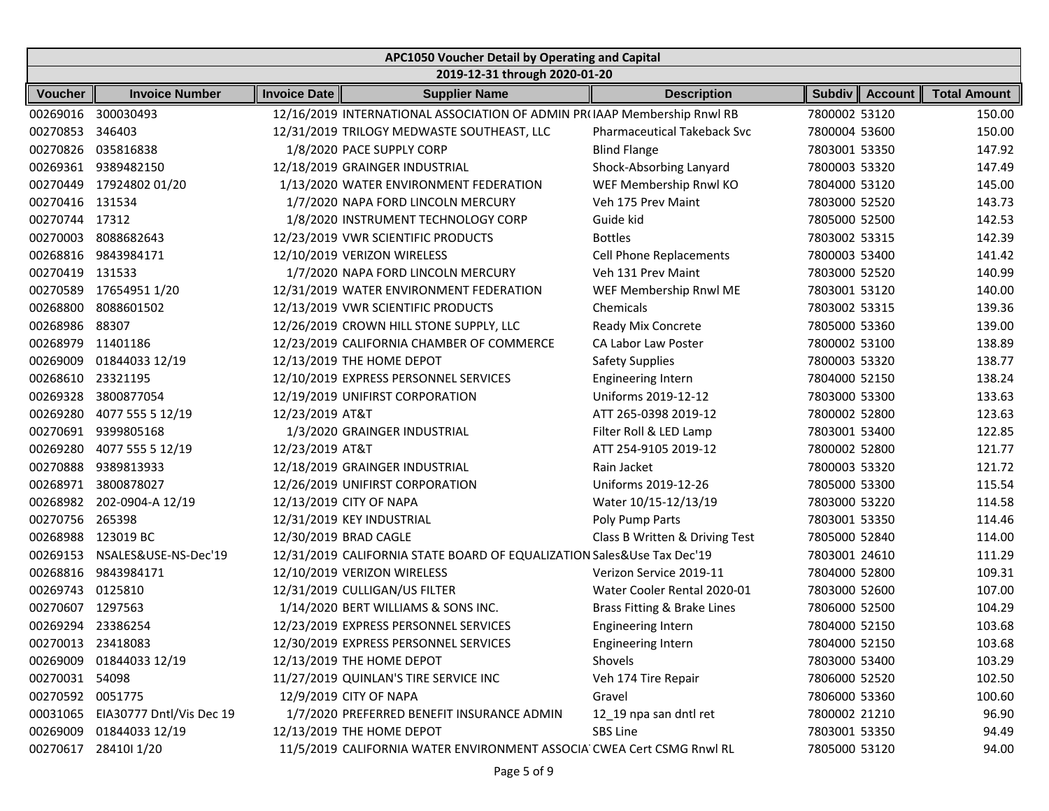| APC1050 Voucher Detail by Operating and Capital | | | | | | | |
|---|---|---|---|---|---|---|---|
| 2019-12-31 through 2020-01-20 | | | | | | | |
| **Voucher** | **Invoice Number** | **Invoice Date** | **Supplier Name** | **Description** | **Subdiv** | **Account** | **Total Amount** |
| 00269016 | 300030493 | 12/16/2019 | INTERNATIONAL ASSOCIATION OF ADMIN PR( | IAAP Membership Rnwl RB | 7800002 | 53120 | 150.00 |
| 00270853 | 346403 | 12/31/2019 | TRILOGY MEDWASTE SOUTHEAST, LLC | Pharmaceutical Takeback Svc | 7800004 | 53600 | 150.00 |
| 00270826 | 035816838 | 1/8/2020 | PACE SUPPLY CORP | Blind Flange | 7803001 | 53350 | 147.92 |
| 00269361 | 9389482150 | 12/18/2019 | GRAINGER INDUSTRIAL | Shock-Absorbing Lanyard | 7800003 | 53320 | 147.49 |
| 00270449 | 17924802 01/20 | 1/13/2020 | WATER ENVIRONMENT FEDERATION | WEF Membership Rnwl KO | 7804000 | 53120 | 145.00 |
| 00270416 | 131534 | 1/7/2020 | NAPA FORD LINCOLN MERCURY | Veh 175 Prev Maint | 7803000 | 52520 | 143.73 |
| 00270744 | 17312 | 1/8/2020 | INSTRUMENT TECHNOLOGY CORP | Guide kid | 7805000 | 52500 | 142.53 |
| 00270003 | 8088682643 | 12/23/2019 | VWR SCIENTIFIC PRODUCTS | Bottles | 7803002 | 53315 | 142.39 |
| 00268816 | 9843984171 | 12/10/2019 | VERIZON WIRELESS | Cell Phone Replacements | 7800003 | 53400 | 141.42 |
| 00270419 | 131533 | 1/7/2020 | NAPA FORD LINCOLN MERCURY | Veh 131 Prev Maint | 7803000 | 52520 | 140.99 |
| 00270589 | 17654951 1/20 | 12/31/2019 | WATER ENVIRONMENT FEDERATION | WEF Membership Rnwl ME | 7803001 | 53120 | 140.00 |
| 00268800 | 8088601502 | 12/13/2019 | VWR SCIENTIFIC PRODUCTS | Chemicals | 7803002 | 53315 | 139.36 |
| 00268986 | 88307 | 12/26/2019 | CROWN HILL STONE SUPPLY, LLC | Ready Mix Concrete | 7805000 | 53360 | 139.00 |
| 00268979 | 11401186 | 12/23/2019 | CALIFORNIA CHAMBER OF COMMERCE | CA Labor Law Poster | 7800002 | 53100 | 138.89 |
| 00269009 | 01844033 12/19 | 12/13/2019 | THE HOME DEPOT | Safety Supplies | 7800003 | 53320 | 138.77 |
| 00268610 | 23321195 | 12/10/2019 | EXPRESS PERSONNEL SERVICES | Engineering Intern | 7804000 | 52150 | 138.24 |
| 00269328 | 3800877054 | 12/19/2019 | UNIFIRST CORPORATION | Uniforms 2019-12-12 | 7803000 | 53300 | 133.63 |
| 00269280 | 4077 555 5 12/19 | 12/23/2019 | AT&T | ATT 265-0398 2019-12 | 7800002 | 52800 | 123.63 |
| 00270691 | 9399805168 | 1/3/2020 | GRAINGER INDUSTRIAL | Filter Roll & LED Lamp | 7803001 | 53400 | 122.85 |
| 00269280 | 4077 555 5 12/19 | 12/23/2019 | AT&T | ATT 254-9105 2019-12 | 7800002 | 52800 | 121.77 |
| 00270888 | 9389813933 | 12/18/2019 | GRAINGER INDUSTRIAL | Rain Jacket | 7800003 | 53320 | 121.72 |
| 00268971 | 3800878027 | 12/26/2019 | UNIFIRST CORPORATION | Uniforms 2019-12-26 | 7805000 | 53300 | 115.54 |
| 00268982 | 202-0904-A 12/19 | 12/13/2019 | CITY OF NAPA | Water 10/15-12/13/19 | 7803000 | 53220 | 114.58 |
| 00270756 | 265398 | 12/31/2019 | KEY INDUSTRIAL | Poly Pump Parts | 7803001 | 53350 | 114.46 |
| 00268988 | 123019 BC | 12/30/2019 | BRAD CAGLE | Class B Written & Driving Test | 7805000 | 52840 | 114.00 |
| 00269153 | NSALES&USE-NS-Dec'19 | 12/31/2019 | CALIFORNIA STATE BOARD OF EQUALIZATION | Sales&Use Tax Dec'19 | 7803001 | 24610 | 111.29 |
| 00268816 | 9843984171 | 12/10/2019 | VERIZON WIRELESS | Verizon Service 2019-11 | 7804000 | 52800 | 109.31 |
| 00269743 | 0125810 | 12/31/2019 | CULLIGAN/US FILTER | Water Cooler Rental 2020-01 | 7803000 | 52600 | 107.00 |
| 00270607 | 1297563 | 1/14/2020 | BERT WILLIAMS & SONS INC. | Brass Fitting & Brake Lines | 7806000 | 52500 | 104.29 |
| 00269294 | 23386254 | 12/23/2019 | EXPRESS PERSONNEL SERVICES | Engineering Intern | 7804000 | 52150 | 103.68 |
| 00270013 | 23418083 | 12/30/2019 | EXPRESS PERSONNEL SERVICES | Engineering Intern | 7804000 | 52150 | 103.68 |
| 00269009 | 01844033 12/19 | 12/13/2019 | THE HOME DEPOT | Shovels | 7803000 | 53400 | 103.29 |
| 00270031 | 54098 | 11/27/2019 | QUINLAN'S TIRE SERVICE INC | Veh 174 Tire Repair | 7806000 | 52520 | 102.50 |
| 00270592 | 0051775 | 12/9/2019 | CITY OF NAPA | Gravel | 7806000 | 53360 | 100.60 |
| 00031065 | EIA30777 Dntl/Vis Dec 19 | 1/7/2020 | PREFERRED BENEFIT INSURANCE ADMIN | 12_19 npa san dntl ret | 7800002 | 21210 | 96.90 |
| 00269009 | 01844033 12/19 | 12/13/2019 | THE HOME DEPOT | SBS Line | 7803001 | 53350 | 94.49 |
| 00270617 | 28410I 1/20 | 11/5/2019 | CALIFORNIA WATER ENVIRONMENT ASSOCIA | CWEA Cert CSMG Rnwl RL | 7805000 | 53120 | 94.00 |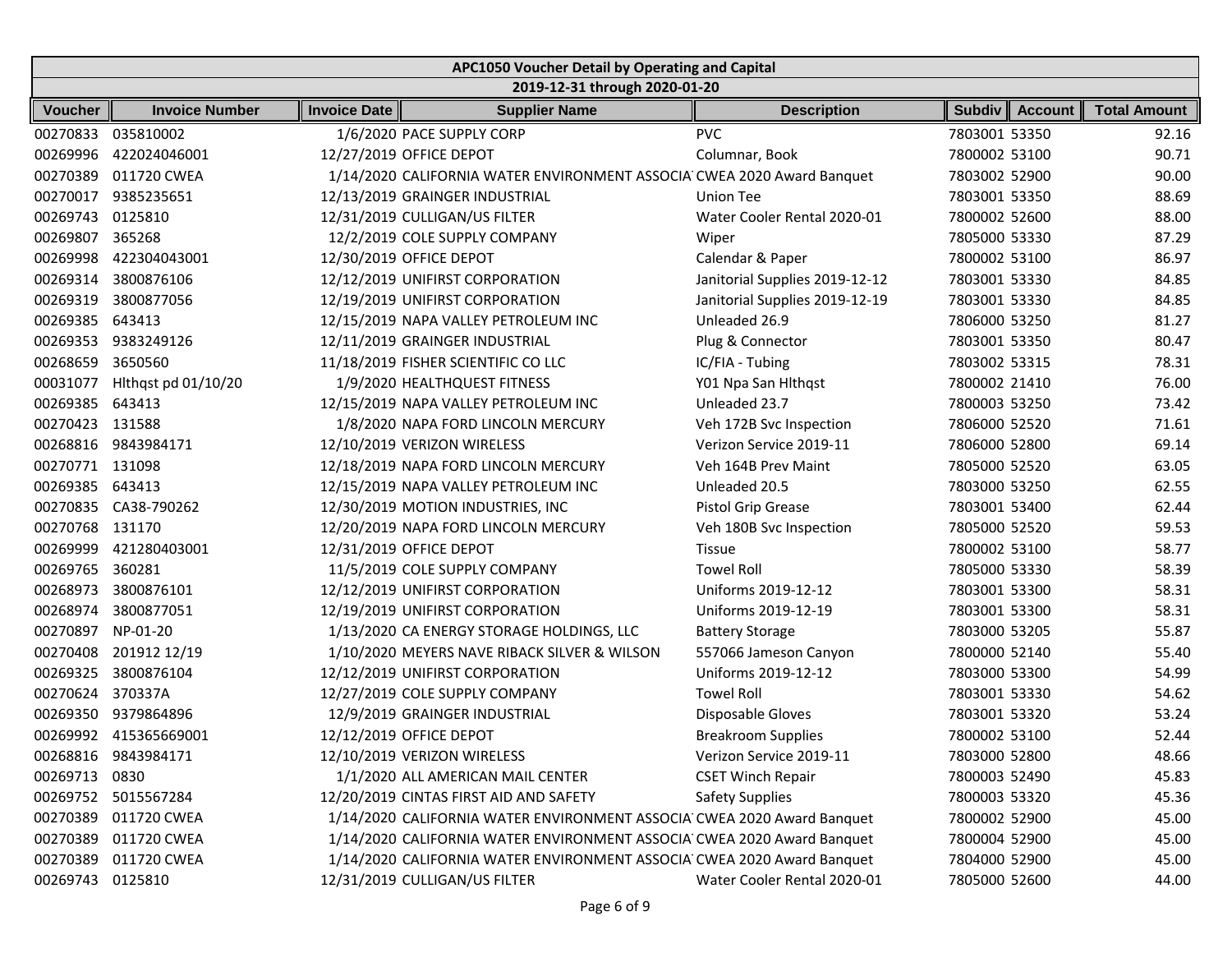**APC1050 Voucher Detail by Operating and Capital**

**2019-12-31 through 2020-01-20**

| Voucher | Invoice Number | Invoice Date | Supplier Name | Description | Subdiv | Account | Total Amount |
|---|---|---|---|---|---|---|---|
| 00270833 | 035810002 | 1/6/2020 | PACE SUPPLY CORP | PVC | 7803001 | 53350 | 92.16 |
| 00269996 | 422024046001 | 12/27/2019 | OFFICE DEPOT | Columnar, Book | 7800002 | 53100 | 90.71 |
| 00270389 | 011720 CWEA | 1/14/2020 | CALIFORNIA WATER ENVIRONMENT ASSOCIA | CWEA 2020 Award Banquet | 7803002 | 52900 | 90.00 |
| 00270017 | 9385235651 | 12/13/2019 | GRAINGER INDUSTRIAL | Union Tee | 7803001 | 53350 | 88.69 |
| 00269743 | 0125810 | 12/31/2019 | CULLIGAN/US FILTER | Water Cooler Rental 2020-01 | 7800002 | 52600 | 88.00 |
| 00269807 | 365268 | 12/2/2019 | COLE SUPPLY COMPANY | Wiper | 7805000 | 53330 | 87.29 |
| 00269998 | 422304043001 | 12/30/2019 | OFFICE DEPOT | Calendar & Paper | 7800002 | 53100 | 86.97 |
| 00269314 | 3800876106 | 12/12/2019 | UNIFIRST CORPORATION | Janitorial Supplies 2019-12-12 | 7803001 | 53330 | 84.85 |
| 00269319 | 3800877056 | 12/19/2019 | UNIFIRST CORPORATION | Janitorial Supplies 2019-12-19 | 7803001 | 53330 | 84.85 |
| 00269385 | 643413 | 12/15/2019 | NAPA VALLEY PETROLEUM INC | Unleaded 26.9 | 7806000 | 53250 | 81.27 |
| 00269353 | 9383249126 | 12/11/2019 | GRAINGER INDUSTRIAL | Plug & Connector | 7803001 | 53350 | 80.47 |
| 00268659 | 3650560 | 11/18/2019 | FISHER SCIENTIFIC CO LLC | IC/FIA - Tubing | 7803002 | 53315 | 78.31 |
| 00031077 | Hlthqst pd 01/10/20 | 1/9/2020 | HEALTHQUEST FITNESS | Y01 Npa San Hlthqst | 7800002 | 21410 | 76.00 |
| 00269385 | 643413 | 12/15/2019 | NAPA VALLEY PETROLEUM INC | Unleaded 23.7 | 7800003 | 53250 | 73.42 |
| 00270423 | 131588 | 1/8/2020 | NAPA FORD LINCOLN MERCURY | Veh 172B Svc Inspection | 7806000 | 52520 | 71.61 |
| 00268816 | 9843984171 | 12/10/2019 | VERIZON WIRELESS | Verizon Service 2019-11 | 7806000 | 52800 | 69.14 |
| 00270771 | 131098 | 12/18/2019 | NAPA FORD LINCOLN MERCURY | Veh 164B Prev Maint | 7805000 | 52520 | 63.05 |
| 00269385 | 643413 | 12/15/2019 | NAPA VALLEY PETROLEUM INC | Unleaded 20.5 | 7803000 | 53250 | 62.55 |
| 00270835 | CA38-790262 | 12/30/2019 | MOTION INDUSTRIES, INC | Pistol Grip Grease | 7803001 | 53400 | 62.44 |
| 00270768 | 131170 | 12/20/2019 | NAPA FORD LINCOLN MERCURY | Veh 180B Svc Inspection | 7805000 | 52520 | 59.53 |
| 00269999 | 421280403001 | 12/31/2019 | OFFICE DEPOT | Tissue | 7800002 | 53100 | 58.77 |
| 00269765 | 360281 | 11/5/2019 | COLE SUPPLY COMPANY | Towel Roll | 7805000 | 53330 | 58.39 |
| 00268973 | 3800876101 | 12/12/2019 | UNIFIRST CORPORATION | Uniforms 2019-12-12 | 7803001 | 53300 | 58.31 |
| 00268974 | 3800877051 | 12/19/2019 | UNIFIRST CORPORATION | Uniforms 2019-12-19 | 7803001 | 53300 | 58.31 |
| 00270897 | NP-01-20 | 1/13/2020 | CA ENERGY STORAGE HOLDINGS, LLC | Battery Storage | 7803000 | 53205 | 55.87 |
| 00270408 | 201912 12/19 | 1/10/2020 | MEYERS NAVE RIBACK SILVER & WILSON | 557066 Jameson Canyon | 7800000 | 52140 | 55.40 |
| 00269325 | 3800876104 | 12/12/2019 | UNIFIRST CORPORATION | Uniforms 2019-12-12 | 7803000 | 53300 | 54.99 |
| 00270624 | 370337A | 12/27/2019 | COLE SUPPLY COMPANY | Towel Roll | 7803001 | 53330 | 54.62 |
| 00269350 | 9379864896 | 12/9/2019 | GRAINGER INDUSTRIAL | Disposable Gloves | 7803001 | 53320 | 53.24 |
| 00269992 | 415365669001 | 12/12/2019 | OFFICE DEPOT | Breakroom Supplies | 7800002 | 53100 | 52.44 |
| 00268816 | 9843984171 | 12/10/2019 | VERIZON WIRELESS | Verizon Service 2019-11 | 7803000 | 52800 | 48.66 |
| 00269713 | 0830 | 1/1/2020 | ALL AMERICAN MAIL CENTER | CSET Winch Repair | 7800003 | 52490 | 45.83 |
| 00269752 | 5015567284 | 12/20/2019 | CINTAS FIRST AID AND SAFETY | Safety Supplies | 7800003 | 53320 | 45.36 |
| 00270389 | 011720 CWEA | 1/14/2020 | CALIFORNIA WATER ENVIRONMENT ASSOCIA | CWEA 2020 Award Banquet | 7800002 | 52900 | 45.00 |
| 00270389 | 011720 CWEA | 1/14/2020 | CALIFORNIA WATER ENVIRONMENT ASSOCIA | CWEA 2020 Award Banquet | 7800004 | 52900 | 45.00 |
| 00270389 | 011720 CWEA | 1/14/2020 | CALIFORNIA WATER ENVIRONMENT ASSOCIA | CWEA 2020 Award Banquet | 7804000 | 52900 | 45.00 |
| 00269743 | 0125810 | 12/31/2019 | CULLIGAN/US FILTER | Water Cooler Rental 2020-01 | 7805000 | 52600 | 44.00 |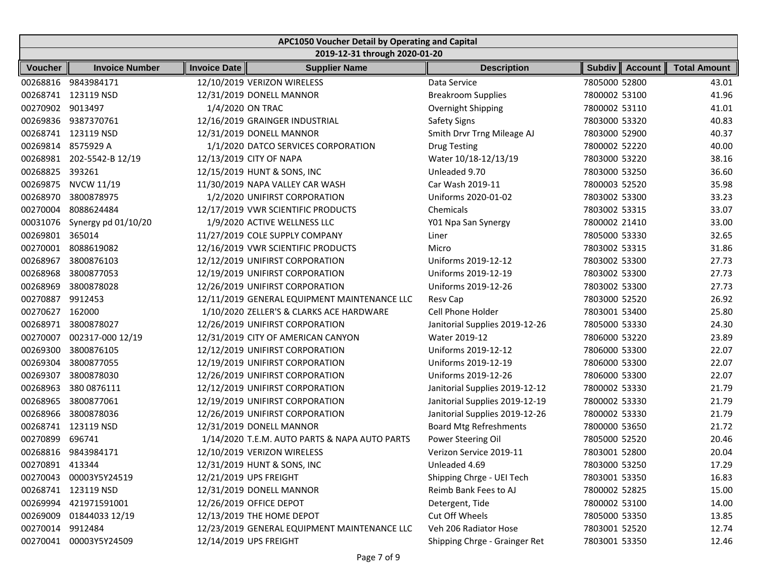| APC1050 Voucher Detail by Operating and Capital | | | | | | | |
|---|---|---|---|---|---|---|---|
| 2019-12-31 through 2020-01-20 | | | | | | | |
| Voucher | Invoice Number | Invoice Date | Supplier Name | Description | Subdiv | Account | Total Amount |
| 00268816 | 9843984171 | 12/10/2019 | VERIZON WIRELESS | Data Service | 7805000 | 52800 | 43.01 |
| 00268741 | 123119 NSD | 12/31/2019 | DONELL MANNOR | Breakroom Supplies | 7800002 | 53100 | 41.96 |
| 00270902 | 9013497 | 1/4/2020 | ON TRAC | Overnight Shipping | 7800002 | 53110 | 41.01 |
| 00269836 | 9387370761 | 12/16/2019 | GRAINGER INDUSTRIAL | Safety Signs | 7803000 | 53320 | 40.83 |
| 00268741 | 123119 NSD | 12/31/2019 | DONELL MANNOR | Smith Drvr Trng Mileage AJ | 7803000 | 52900 | 40.37 |
| 00269814 | 8575929 A | 1/1/2020 | DATCO SERVICES CORPORATION | Drug Testing | 7800002 | 52220 | 40.00 |
| 00268981 | 202-5542-B 12/19 | 12/13/2019 | CITY OF NAPA | Water 10/18-12/13/19 | 7803000 | 53220 | 38.16 |
| 00268825 | 393261 | 12/15/2019 | HUNT & SONS, INC | Unleaded 9.70 | 7803000 | 53250 | 36.60 |
| 00269875 | NVCW 11/19 | 11/30/2019 | NAPA VALLEY CAR WASH | Car Wash 2019-11 | 7800003 | 52520 | 35.98 |
| 00268970 | 3800878975 | 1/2/2020 | UNIFIRST CORPORATION | Uniforms 2020-01-02 | 7803002 | 53300 | 33.23 |
| 00270004 | 8088624484 | 12/17/2019 | VWR SCIENTIFIC PRODUCTS | Chemicals | 7803002 | 53315 | 33.07 |
| 00031076 | Synergy pd 01/10/20 | 1/9/2020 | ACTIVE WELLNESS LLC | Y01 Npa San Synergy | 7800002 | 21410 | 33.00 |
| 00269801 | 365014 | 11/27/2019 | COLE SUPPLY COMPANY | Liner | 7805000 | 53330 | 32.65 |
| 00270001 | 8088619082 | 12/16/2019 | VWR SCIENTIFIC PRODUCTS | Micro | 7803002 | 53315 | 31.86 |
| 00268967 | 3800876103 | 12/12/2019 | UNIFIRST CORPORATION | Uniforms 2019-12-12 | 7803002 | 53300 | 27.73 |
| 00268968 | 3800877053 | 12/19/2019 | UNIFIRST CORPORATION | Uniforms 2019-12-19 | 7803002 | 53300 | 27.73 |
| 00268969 | 3800878028 | 12/26/2019 | UNIFIRST CORPORATION | Uniforms 2019-12-26 | 7803002 | 53300 | 27.73 |
| 00270887 | 9912453 | 12/11/2019 | GENERAL EQUIPMENT MAINTENANCE LLC | Resv Cap | 7803000 | 52520 | 26.92 |
| 00270627 | 162000 | 1/10/2020 | ZELLER'S & CLARKS ACE HARDWARE | Cell Phone Holder | 7803001 | 53400 | 25.80 |
| 00268971 | 3800878027 | 12/26/2019 | UNIFIRST CORPORATION | Janitorial Supplies 2019-12-26 | 7805000 | 53330 | 24.30 |
| 00270007 | 002317-000 12/19 | 12/31/2019 | CITY OF AMERICAN CANYON | Water 2019-12 | 7806000 | 53220 | 23.89 |
| 00269300 | 3800876105 | 12/12/2019 | UNIFIRST CORPORATION | Uniforms 2019-12-12 | 7806000 | 53300 | 22.07 |
| 00269304 | 3800877055 | 12/19/2019 | UNIFIRST CORPORATION | Uniforms 2019-12-19 | 7806000 | 53300 | 22.07 |
| 00269307 | 3800878030 | 12/26/2019 | UNIFIRST CORPORATION | Uniforms 2019-12-26 | 7806000 | 53300 | 22.07 |
| 00268963 | 380 0876111 | 12/12/2019 | UNIFIRST CORPORATION | Janitorial Supplies 2019-12-12 | 7800002 | 53330 | 21.79 |
| 00268965 | 3800877061 | 12/19/2019 | UNIFIRST CORPORATION | Janitorial Supplies 2019-12-19 | 7800002 | 53330 | 21.79 |
| 00268966 | 3800878036 | 12/26/2019 | UNIFIRST CORPORATION | Janitorial Supplies 2019-12-26 | 7800002 | 53330 | 21.79 |
| 00268741 | 123119 NSD | 12/31/2019 | DONELL MANNOR | Board Mtg Refreshments | 7800000 | 53650 | 21.72 |
| 00270899 | 696741 | 1/14/2020 | T.E.M. AUTO PARTS & NAPA AUTO PARTS | Power Steering Oil | 7805000 | 52520 | 20.46 |
| 00268816 | 9843984171 | 12/10/2019 | VERIZON WIRELESS | Verizon Service 2019-11 | 7803001 | 52800 | 20.04 |
| 00270891 | 413344 | 12/31/2019 | HUNT & SONS, INC | Unleaded 4.69 | 7803000 | 53250 | 17.29 |
| 00270043 | 00003Y5Y24519 | 12/21/2019 | UPS FREIGHT | Shipping Chrge - UEI Tech | 7803001 | 53350 | 16.83 |
| 00268741 | 123119 NSD | 12/31/2019 | DONELL MANNOR | Reimb Bank Fees to AJ | 7800002 | 52825 | 15.00 |
| 00269994 | 421971591001 | 12/26/2019 | OFFICE DEPOT | Detergent, Tide | 7800002 | 53100 | 14.00 |
| 00269009 | 01844033 12/19 | 12/13/2019 | THE HOME DEPOT | Cut Off Wheels | 7805000 | 53350 | 13.85 |
| 00270014 | 9912484 | 12/23/2019 | GENERAL EQUIPMENT MAINTENANCE LLC | Veh 206 Radiator Hose | 7803001 | 52520 | 12.74 |
| 00270041 | 00003Y5Y24509 | 12/14/2019 | UPS FREIGHT | Shipping Chrge - Grainger Ret | 7803001 | 53350 | 12.46 |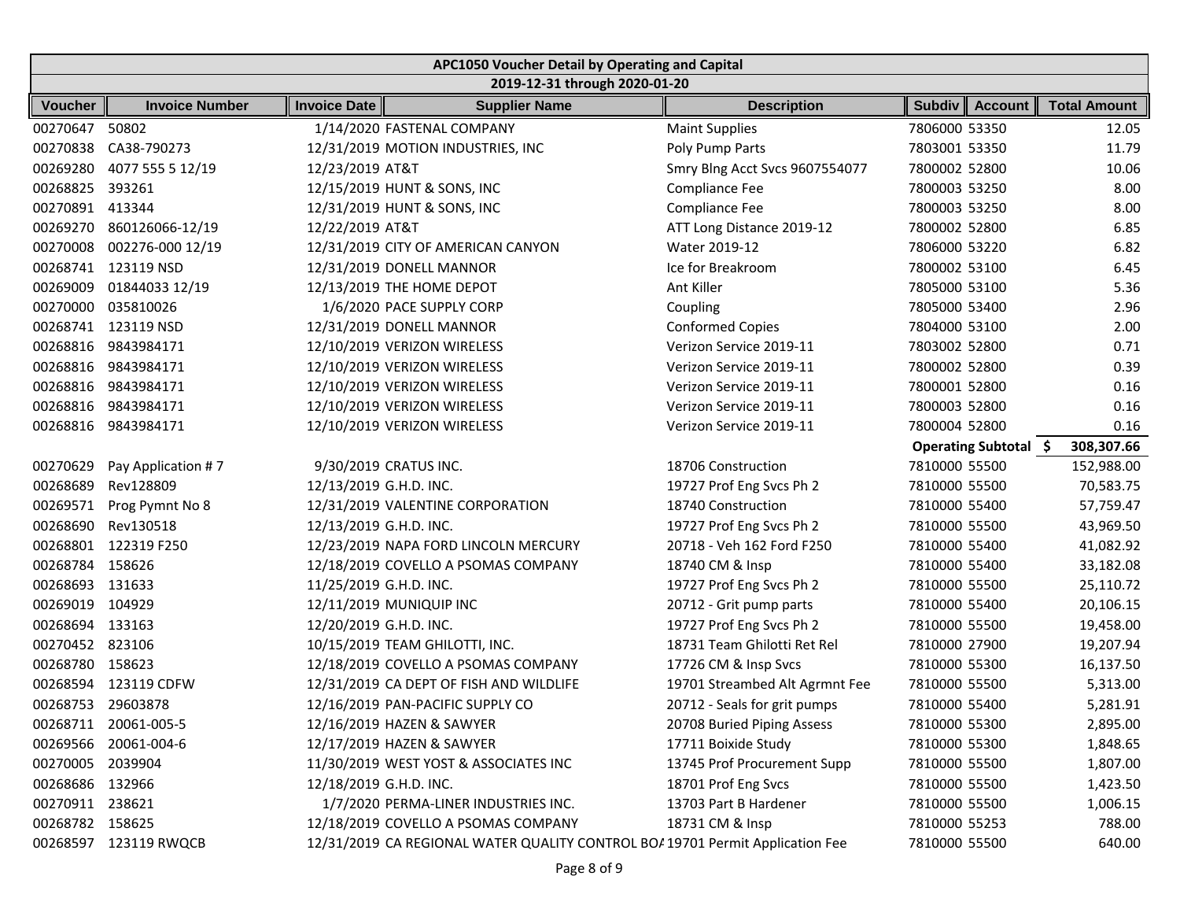| APC1050 Voucher Detail by Operating and Capital | | | | | | | |
|---|---|---|---|---|---|---|---|
| 2019-12-31 through 2020-01-20 | | | | | | | |
| **Voucher** | **Invoice Number** | **Invoice Date** | **Supplier Name** | **Description** | **Subdiv** | **Account** | **Total Amount** |
| 00270647 | 50802 | 1/14/2020 | FASTENAL COMPANY | Maint Supplies | 7806000 | 53350 | 12.05 |
| 00270838 | CA38-790273 | 12/31/2019 | MOTION INDUSTRIES, INC | Poly Pump Parts | 7803001 | 53350 | 11.79 |
| 00269280 | 4077 555 5 12/19 | 12/23/2019 | AT&T | Smry Blng Acct Svcs 9607554077 | 7800002 | 52800 | 10.06 |
| 00268825 | 393261 | 12/15/2019 | HUNT & SONS, INC | Compliance Fee | 7800003 | 53250 | 8.00 |
| 00270891 | 413344 | 12/31/2019 | HUNT & SONS, INC | Compliance Fee | 7800003 | 53250 | 8.00 |
| 00269270 | 860126066-12/19 | 12/22/2019 | AT&T | ATT Long Distance 2019-12 | 7800002 | 52800 | 6.85 |
| 00270008 | 002276-000 12/19 | 12/31/2019 | CITY OF AMERICAN CANYON | Water 2019-12 | 7806000 | 53220 | 6.82 |
| 00268741 | 123119 NSD | 12/31/2019 | DONELL MANNOR | Ice for Breakroom | 7800002 | 53100 | 6.45 |
| 00269009 | 01844033 12/19 | 12/13/2019 | THE HOME DEPOT | Ant Killer | 7805000 | 53100 | 5.36 |
| 00270000 | 035810026 | 1/6/2020 | PACE SUPPLY CORP | Coupling | 7805000 | 53400 | 2.96 |
| 00268741 | 123119 NSD | 12/31/2019 | DONELL MANNOR | Conformed Copies | 7804000 | 53100 | 2.00 |
| 00268816 | 9843984171 | 12/10/2019 | VERIZON WIRELESS | Verizon Service 2019-11 | 7803002 | 52800 | 0.71 |
| 00268816 | 9843984171 | 12/10/2019 | VERIZON WIRELESS | Verizon Service 2019-11 | 7800002 | 52800 | 0.39 |
| 00268816 | 9843984171 | 12/10/2019 | VERIZON WIRELESS | Verizon Service 2019-11 | 7800001 | 52800 | 0.16 |
| 00268816 | 9843984171 | 12/10/2019 | VERIZON WIRELESS | Verizon Service 2019-11 | 7800003 | 52800 | 0.16 |
| 00268816 | 9843984171 | 12/10/2019 | VERIZON WIRELESS | Verizon Service 2019-11 | 7800004 | 52800 | 0.16 |
| | | | | | **Operating Subtotal** | | **$ 308,307.66** |
| 00270629 | Pay Application # 7 | 9/30/2019 | CRATUS INC. | 18706 Construction | 7810000 | 55500 | 152,988.00 |
| 00268689 | Rev128809 | 12/13/2019 | G.H.D. INC. | 19727 Prof Eng Svcs Ph 2 | 7810000 | 55500 | 70,583.75 |
| 00269571 | Prog Pymnt No 8 | 12/31/2019 | VALENTINE CORPORATION | 18740 Construction | 7810000 | 55400 | 57,759.47 |
| 00268690 | Rev130518 | 12/13/2019 | G.H.D. INC. | 19727 Prof Eng Svcs Ph 2 | 7810000 | 55500 | 43,969.50 |
| 00268801 | 122319 F250 | 12/23/2019 | NAPA FORD LINCOLN MERCURY | 20718 - Veh 162 Ford F250 | 7810000 | 55400 | 41,082.92 |
| 00268784 | 158626 | 12/18/2019 | COVELLO A PSOMAS COMPANY | 18740 CM & Insp | 7810000 | 55400 | 33,182.08 |
| 00268693 | 131633 | 11/25/2019 | G.H.D. INC. | 19727 Prof Eng Svcs Ph 2 | 7810000 | 55500 | 25,110.72 |
| 00269019 | 104929 | 12/11/2019 | MUNIQUIP INC | 20712 - Grit pump parts | 7810000 | 55400 | 20,106.15 |
| 00268694 | 133163 | 12/20/2019 | G.H.D. INC. | 19727 Prof Eng Svcs Ph 2 | 7810000 | 55500 | 19,458.00 |
| 00270452 | 823106 | 10/15/2019 | TEAM GHILOTTI, INC. | 18731 Team Ghilotti Ret Rel | 7810000 | 27900 | 19,207.94 |
| 00268780 | 158623 | 12/18/2019 | COVELLO A PSOMAS COMPANY | 17726 CM & Insp Svcs | 7810000 | 55300 | 16,137.50 |
| 00268594 | 123119 CDFW | 12/31/2019 | CA DEPT OF FISH AND WILDLIFE | 19701 Streambed Alt Agrmnt Fee | 7810000 | 55500 | 5,313.00 |
| 00268753 | 29603878 | 12/16/2019 | PAN-PACIFIC SUPPLY CO | 20712 - Seals for grit pumps | 7810000 | 55400 | 5,281.91 |
| 00268711 | 20061-005-5 | 12/16/2019 | HAZEN & SAWYER | 20708 Buried Piping Assess | 7810000 | 55300 | 2,895.00 |
| 00269566 | 20061-004-6 | 12/17/2019 | HAZEN & SAWYER | 17711 Boixide Study | 7810000 | 55300 | 1,848.65 |
| 00270005 | 2039904 | 11/30/2019 | WEST YOST & ASSOCIATES INC | 13745 Prof Procurement Supp | 7810000 | 55500 | 1,807.00 |
| 00268686 | 132966 | 12/18/2019 | G.H.D. INC. | 18701 Prof Eng Svcs | 7810000 | 55500 | 1,423.50 |
| 00270911 | 238621 | 1/7/2020 | PERMA-LINER INDUSTRIES INC. | 13703 Part B Hardener | 7810000 | 55500 | 1,006.15 |
| 00268782 | 158625 | 12/18/2019 | COVELLO A PSOMAS COMPANY | 18731 CM & Insp | 7810000 | 55253 | 788.00 |
| 00268597 | 123119 RWQCB | 12/31/2019 | CA REGIONAL WATER QUALITY CONTROL BOA | 19701 Permit Application Fee | 7810000 | 55500 | 640.00 |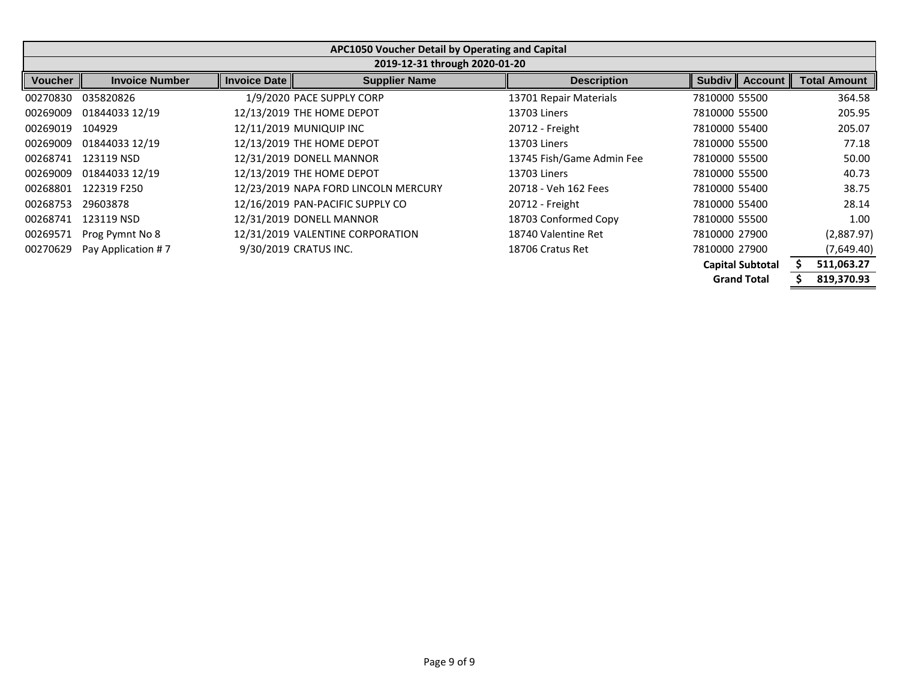| APC1050 Voucher Detail by Operating and Capital | | | | | | | |
|---|---|---|---|---|---|---|---|
| 2019-12-31 through 2020-01-20 | | | | | | | |
| Voucher | Invoice Number | Invoice Date | Supplier Name | Description | Subdiv | Account | Total Amount |
| 00270830 | 035820826 | 1/9/2020 | PACE SUPPLY CORP | 13701 Repair Materials | 7810000 | 55500 | 364.58 |
| 00269009 | 01844033 12/19 | 12/13/2019 | THE HOME DEPOT | 13703 Liners | 7810000 | 55500 | 205.95 |
| 00269019 | 104929 | 12/11/2019 | MUNIQUIP INC | 20712 - Freight | 7810000 | 55400 | 205.07 |
| 00269009 | 01844033 12/19 | 12/13/2019 | THE HOME DEPOT | 13703 Liners | 7810000 | 55500 | 77.18 |
| 00268741 | 123119 NSD | 12/31/2019 | DONELL MANNOR | 13745 Fish/Game Admin Fee | 7810000 | 55500 | 50.00 |
| 00269009 | 01844033 12/19 | 12/13/2019 | THE HOME DEPOT | 13703 Liners | 7810000 | 55500 | 40.73 |
| 00268801 | 122319 F250 | 12/23/2019 | NAPA FORD LINCOLN MERCURY | 20718 - Veh 162 Fees | 7810000 | 55400 | 38.75 |
| 00268753 | 29603878 | 12/16/2019 | PAN-PACIFIC SUPPLY CO | 20712 - Freight | 7810000 | 55400 | 28.14 |
| 00268741 | 123119 NSD | 12/31/2019 | DONELL MANNOR | 18703 Conformed Copy | 7810000 | 55500 | 1.00 |
| 00269571 | Prog Pymnt No 8 | 12/31/2019 | VALENTINE CORPORATION | 18740 Valentine Ret | 7810000 | 27900 | (2,887.97) |
| 00270629 | Pay Application # 7 | 9/30/2019 | CRATUS INC. | 18706 Cratus Ret | 7810000 | 27900 | (7,649.40) |
| | | | | | **Capital Subtotal** | | **$ 511,063.27** |
| | | | | | **Grand Total** | | **$ 819,370.93** |